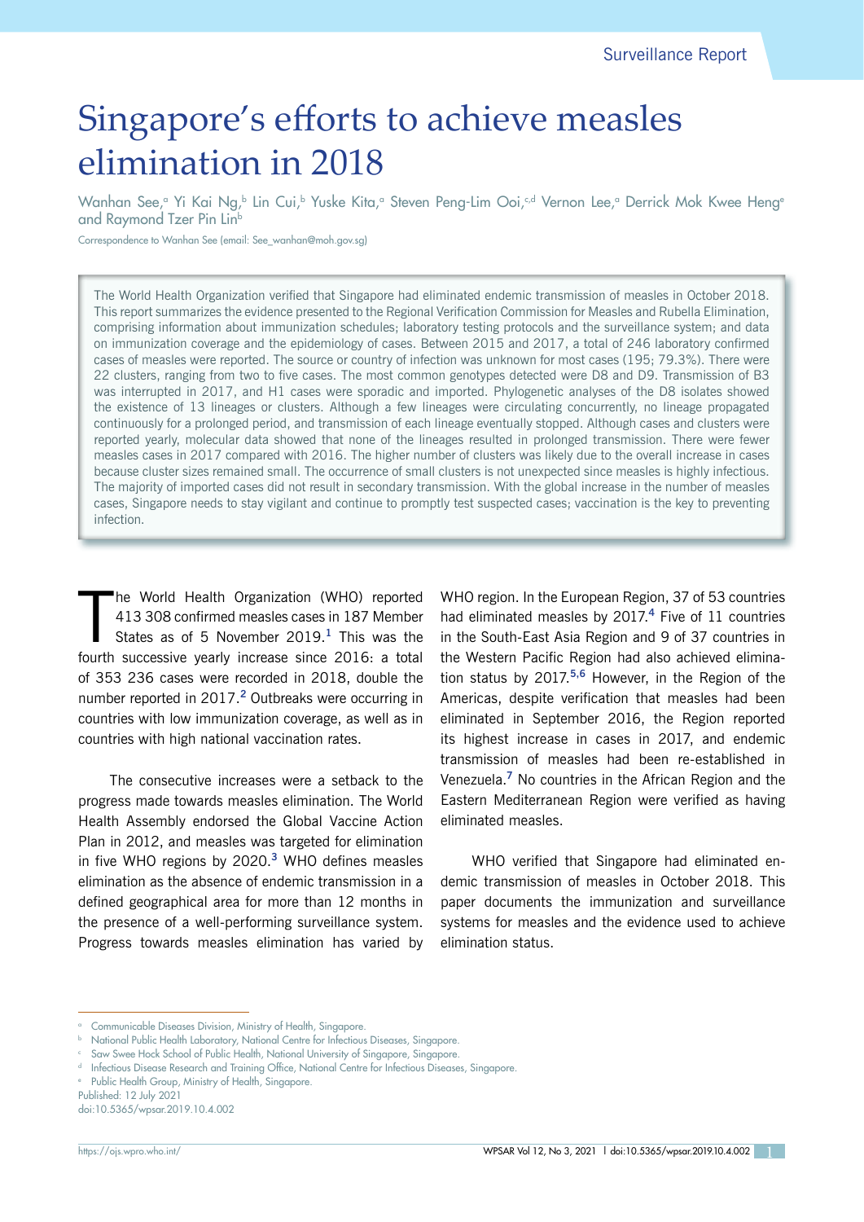Surveillance Report

# Singapore's efforts to achieve measles elimination in 2018

Wanhan See,[a] Yi Kai Ng,[b] Lin Cui,[b] Yuske Kita,[a] Steven Peng-Lim Ooi,[c,d] Vernon Lee,[a] Derrick Mok Kwee Heng[e] and Raymond Tzer Pin Lin[b]

Correspondence to Wanhan See (email: See_wanhan@moh.gov.sg)

The World Health Organization verified that Singapore had eliminated endemic transmission of measles in October 2018. This report summarizes the evidence presented to the Regional Verification Commission for Measles and Rubella Elimination, comprising information about immunization schedules; laboratory testing protocols and the surveillance system; and data on immunization coverage and the epidemiology of cases. Between 2015 and 2017, a total of 246 laboratory confirmed cases of measles were reported. The source or country of infection was unknown for most cases (195; 79.3%). There were 22 clusters, ranging from two to five cases. The most common genotypes detected were D8 and D9. Transmission of B3 was interrupted in 2017, and H1 cases were sporadic and imported. Phylogenetic analyses of the D8 isolates showed the existence of 13 lineages or clusters. Although a few lineages were circulating concurrently, no lineage propagated continuously for a prolonged period, and transmission of each lineage eventually stopped. Although cases and clusters were reported yearly, molecular data showed that none of the lineages resulted in prolonged transmission. There were fewer measles cases in 2017 compared with 2016. The higher number of clusters was likely due to the overall increase in cases because cluster sizes remained small. The occurrence of small clusters is not unexpected since measles is highly infectious. The majority of imported cases did not result in secondary transmission. With the global increase in the number of measles cases, Singapore needs to stay vigilant and continue to promptly test suspected cases; vaccination is the key to preventing infection.

The World Health Organization (WHO) reported 413 308 confirmed measles cases in 187 Member States as of 5 November 2019.[1] This was the fourth successive yearly increase since 2016: a total of 353 236 cases were recorded in 2018, double the number reported in 2017.[2] Outbreaks were occurring in countries with low immunization coverage, as well as in countries with high national vaccination rates.

The consecutive increases were a setback to the progress made towards measles elimination. The World Health Assembly endorsed the Global Vaccine Action Plan in 2012, and measles was targeted for elimination in five WHO regions by 2020.[3] WHO defines measles elimination as the absence of endemic transmission in a defined geographical area for more than 12 months in the presence of a well-performing surveillance system. Progress towards measles elimination has varied by WHO region. In the European Region, 37 of 53 countries had eliminated measles by 2017.[4] Five of 11 countries in the South-East Asia Region and 9 of 37 countries in the Western Pacific Region had also achieved elimination status by 2017.[5,6] However, in the Region of the Americas, despite verification that measles had been eliminated in September 2016, the Region reported its highest increase in cases in 2017, and endemic transmission of measles had been re-established in Venezuela.[7] No countries in the African Region and the Eastern Mediterranean Region were verified as having eliminated measles.

WHO verified that Singapore had eliminated endemic transmission of measles in October 2018. This paper documents the immunization and surveillance systems for measles and the evidence used to achieve elimination status.

[a] Communicable Diseases Division, Ministry of Health, Singapore.
[b] National Public Health Laboratory, National Centre for Infectious Diseases, Singapore.
[c] Saw Swee Hock School of Public Health, National University of Singapore, Singapore.
[d] Infectious Disease Research and Training Office, National Centre for Infectious Diseases, Singapore.
[e] Public Health Group, Ministry of Health, Singapore.

Published: 12 July 2021
doi:10.5365/wpsar.2019.10.4.002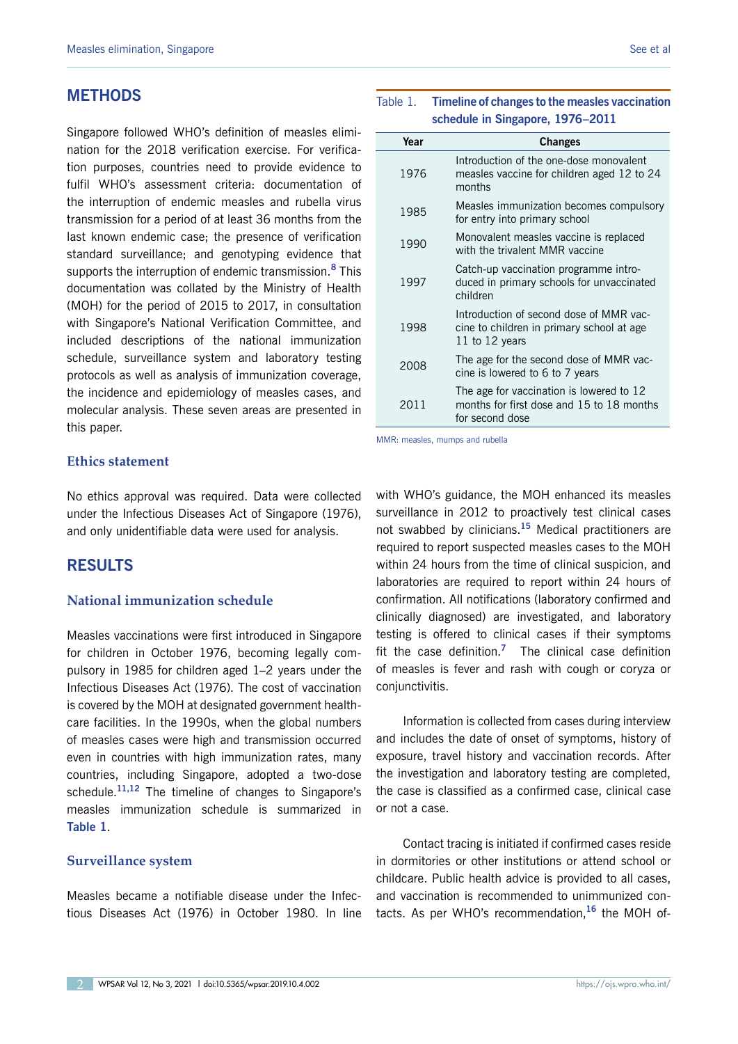## METHODS

Singapore followed WHO's definition of measles elimination for the 2018 verification exercise. For verification purposes, countries need to provide evidence to fulfil WHO's assessment criteria: documentation of the interruption of endemic measles and rubella virus transmission for a period of at least 36 months from the last known endemic case; the presence of verification standard surveillance; and genotyping evidence that supports the interruption of endemic transmission.[8] This documentation was collated by the Ministry of Health (MOH) for the period of 2015 to 2017, in consultation with Singapore's National Verification Committee, and included descriptions of the national immunization schedule, surveillance system and laboratory testing protocols as well as analysis of immunization coverage, the incidence and epidemiology of measles cases, and molecular analysis. These seven areas are presented in this paper.

### Ethics statement

No ethics approval was required. Data were collected under the Infectious Diseases Act of Singapore (1976), and only unidentifiable data were used for analysis.

## RESULTS

### National immunization schedule

Measles vaccinations were first introduced in Singapore for children in October 1976, becoming legally compulsory in 1985 for children aged 1–2 years under the Infectious Diseases Act (1976). The cost of vaccination is covered by the MOH at designated government healthcare facilities. In the 1990s, when the global numbers of measles cases were high and transmission occurred even in countries with high immunization rates, many countries, including Singapore, adopted a two-dose schedule.[11,12] The timeline of changes to Singapore's measles immunization schedule is summarized in **Table 1**.

Table 1. **Timeline of changes to the measles vaccination schedule in Singapore, 1976–2011**

| Year | Changes |
|---|---|
| 1976 | Introduction of the one-dose monovalent measles vaccine for children aged 12 to 24 months |
| 1985 | Measles immunization becomes compulsory for entry into primary school |
| 1990 | Monovalent measles vaccine is replaced with the trivalent MMR vaccine |
| 1997 | Catch-up vaccination programme introduced in primary schools for unvaccinated children |
| 1998 | Introduction of second dose of MMR vaccine to children in primary school at age 11 to 12 years |
| 2008 | The age for the second dose of MMR vaccine is lowered to 6 to 7 years |
| 2011 | The age for vaccination is lowered to 12 months for first dose and 15 to 18 months for second dose |

MMR: measles, mumps and rubella

### Surveillance system

Measles became a notifiable disease under the Infectious Diseases Act (1976) in October 1980. In line with WHO's guidance, the MOH enhanced its measles surveillance in 2012 to proactively test clinical cases not swabbed by clinicians.[15] Medical practitioners are required to report suspected measles cases to the MOH within 24 hours from the time of clinical suspicion, and laboratories are required to report within 24 hours of confirmation. All notifications (laboratory confirmed and clinically diagnosed) are investigated, and laboratory testing is offered to clinical cases if their symptoms fit the case definition.[7] The clinical case definition of measles is fever and rash with cough or coryza or conjunctivitis.

Information is collected from cases during interview and includes the date of onset of symptoms, history of exposure, travel history and vaccination records. After the investigation and laboratory testing are completed, the case is classified as a confirmed case, clinical case or not a case.

Contact tracing is initiated if confirmed cases reside in dormitories or other institutions or attend school or childcare. Public health advice is provided to all cases, and vaccination is recommended to unimmunized contacts. As per WHO's recommendation,[16] the MOH of-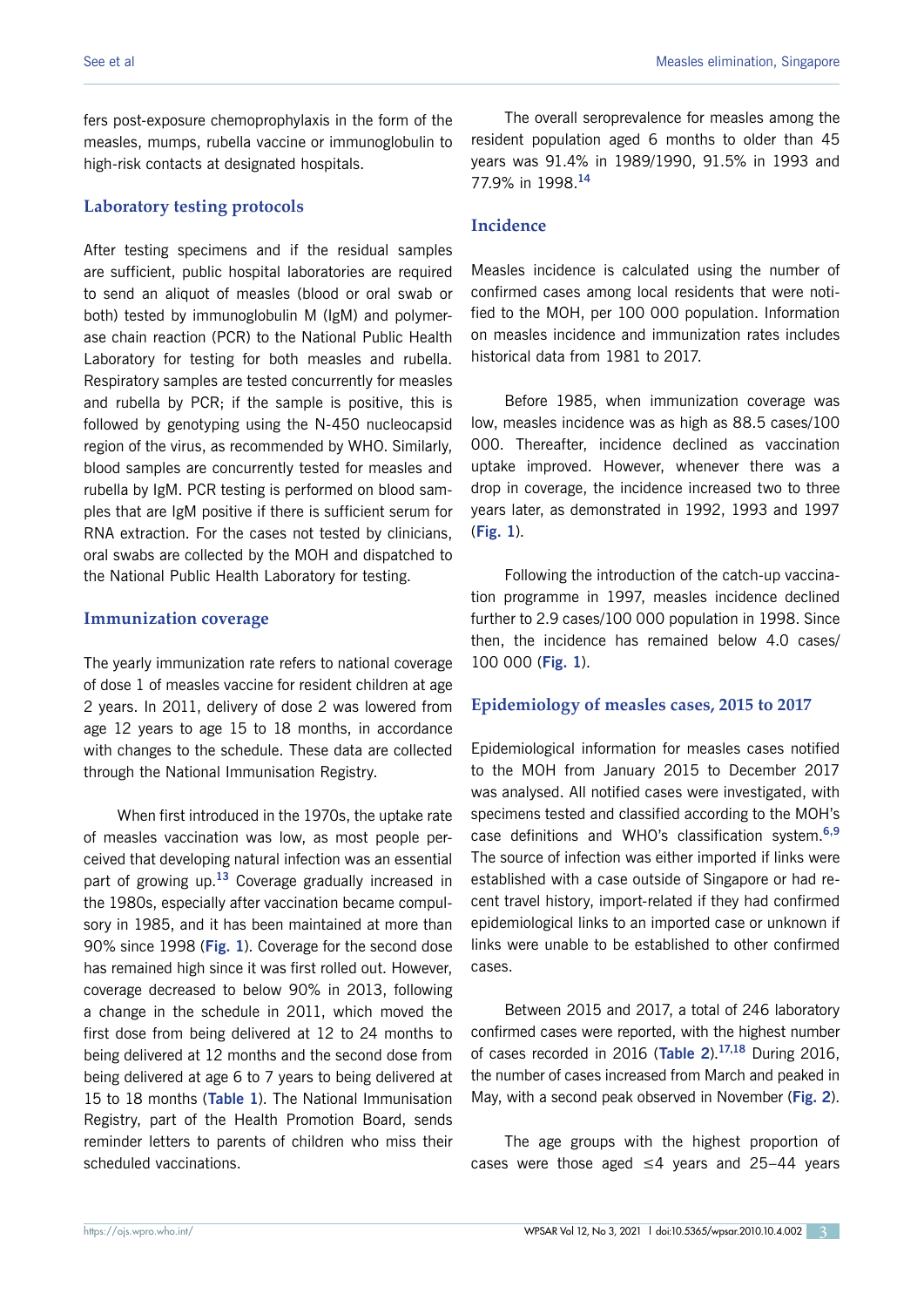fers post-exposure chemoprophylaxis in the form of the measles, mumps, rubella vaccine or immunoglobulin to high-risk contacts at designated hospitals.

## Laboratory testing protocols

After testing specimens and if the residual samples are sufficient, public hospital laboratories are required to send an aliquot of measles (blood or oral swab or both) tested by immunoglobulin M (IgM) and polymerase chain reaction (PCR) to the National Public Health Laboratory for testing for both measles and rubella. Respiratory samples are tested concurrently for measles and rubella by PCR; if the sample is positive, this is followed by genotyping using the N-450 nucleocapsid region of the virus, as recommended by WHO. Similarly, blood samples are concurrently tested for measles and rubella by IgM. PCR testing is performed on blood samples that are IgM positive if there is sufficient serum for RNA extraction. For the cases not tested by clinicians, oral swabs are collected by the MOH and dispatched to the National Public Health Laboratory for testing.

## Immunization coverage

The yearly immunization rate refers to national coverage of dose 1 of measles vaccine for resident children at age 2 years. In 2011, delivery of dose 2 was lowered from age 12 years to age 15 to 18 months, in accordance with changes to the schedule. These data are collected through the National Immunisation Registry.

When first introduced in the 1970s, the uptake rate of measles vaccination was low, as most people perceived that developing natural infection was an essential part of growing up.[13] Coverage gradually increased in the 1980s, especially after vaccination became compulsory in 1985, and it has been maintained at more than 90% since 1998 (**Fig. 1**). Coverage for the second dose has remained high since it was first rolled out. However, coverage decreased to below 90% in 2013, following a change in the schedule in 2011, which moved the first dose from being delivered at 12 to 24 months to being delivered at 12 months and the second dose from being delivered at age 6 to 7 years to being delivered at 15 to 18 months (**Table 1**). The National Immunisation Registry, part of the Health Promotion Board, sends reminder letters to parents of children who miss their scheduled vaccinations.

The overall seroprevalence for measles among the resident population aged 6 months to older than 45 years was 91.4% in 1989/1990, 91.5% in 1993 and 77.9% in 1998.[14]

## Incidence

Measles incidence is calculated using the number of confirmed cases among local residents that were notified to the MOH, per 100 000 population. Information on measles incidence and immunization rates includes historical data from 1981 to 2017.

Before 1985, when immunization coverage was low, measles incidence was as high as 88.5 cases/100 000. Thereafter, incidence declined as vaccination uptake improved. However, whenever there was a drop in coverage, the incidence increased two to three years later, as demonstrated in 1992, 1993 and 1997 (**Fig. 1**).

Following the introduction of the catch-up vaccination programme in 1997, measles incidence declined further to 2.9 cases/100 000 population in 1998. Since then, the incidence has remained below 4.0 cases/100 000 (**Fig. 1**).

## Epidemiology of measles cases, 2015 to 2017

Epidemiological information for measles cases notified to the MOH from January 2015 to December 2017 was analysed. All notified cases were investigated, with specimens tested and classified according to the MOH's case definitions and WHO's classification system.[6,9] The source of infection was either imported if links were established with a case outside of Singapore or had recent travel history, import-related if they had confirmed epidemiological links to an imported case or unknown if links were unable to be established to other confirmed cases.

Between 2015 and 2017, a total of 246 laboratory confirmed cases were reported, with the highest number of cases recorded in 2016 (**Table 2**).[17,18] During 2016, the number of cases increased from March and peaked in May, with a second peak observed in November (**Fig. 2**).

The age groups with the highest proportion of cases were those aged ≤4 years and 25–44 years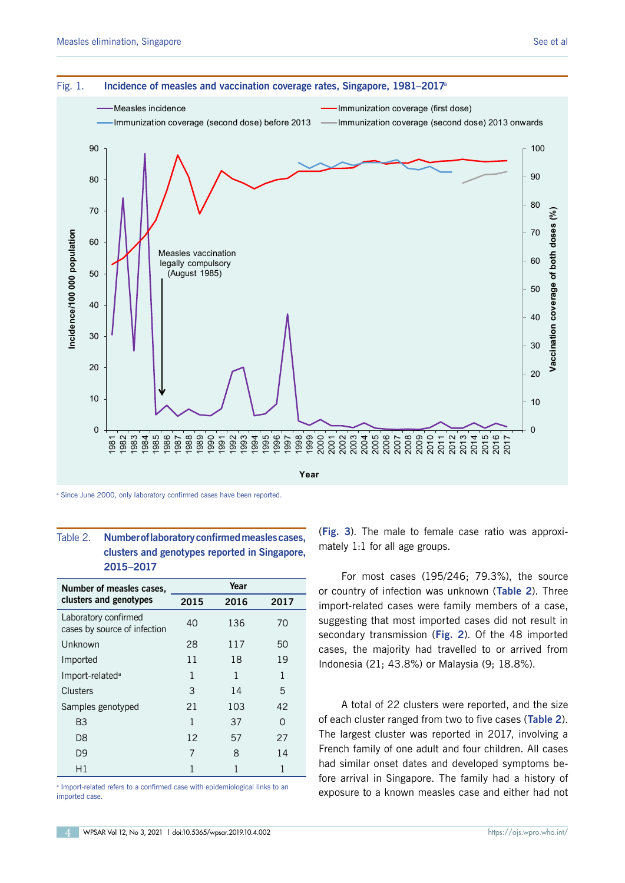Fig. 1. **Incidence of measles and vaccination coverage rates, Singapore, 1981–2017**[a]

[a] Since June 2000, only laboratory confirmed cases have been reported.

Table 2. **Number of laboratory confirmed measles cases, clusters and genotypes reported in Singapore, 2015–2017**

| Number of measles cases, clusters and genotypes | Year | | |
|---|---|---|---|
| | 2015 | 2016 | 2017 |
| Laboratory confirmed cases by source of infection | 40 | 136 | 70 |
| Unknown | 28 | 117 | 50 |
| Imported | 11 | 18 | 19 |
| Import-related[a] | 1 | 1 | 1 |
| Clusters | 3 | 14 | 5 |
| Samples genotyped | 21 | 103 | 42 |
| B3 | 1 | 37 | 0 |
| D8 | 12 | 57 | 27 |
| D9 | 7 | 8 | 14 |
| H1 | 1 | 1 | 1 |

[a] Import-related refers to a confirmed case with epidemiological links to an imported case.

(**Fig. 3**). The male to female case ratio was approximately 1:1 for all age groups.

For most cases (195/246; 79.3%), the source or country of infection was unknown (**Table 2**). Three import-related cases were family members of a case, suggesting that most imported cases did not result in secondary transmission (**Fig. 2**). Of the 48 imported cases, the majority had travelled to or arrived from Indonesia (21; 43.8%) or Malaysia (9; 18.8%).

A total of 22 clusters were reported, and the size of each cluster ranged from two to five cases (**Table 2**). The largest cluster was reported in 2017, involving a French family of one adult and four children. All cases had similar onset dates and developed symptoms before arrival in Singapore. The family had a history of exposure to a known measles case and either had not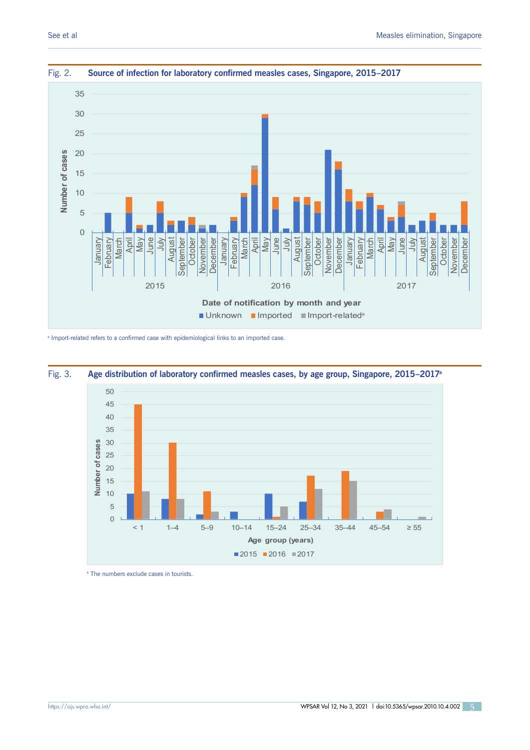Fig. 2. **Source of infection for laboratory confirmed measles cases, Singapore, 2015–2017**

[a] Import-related refers to a confirmed case with epidemiological links to an imported case.

Fig. 3. **Age distribution of laboratory confirmed measles cases, by age group, Singapore, 2015–2017[a]**

[a] The numbers exclude cases in tourists.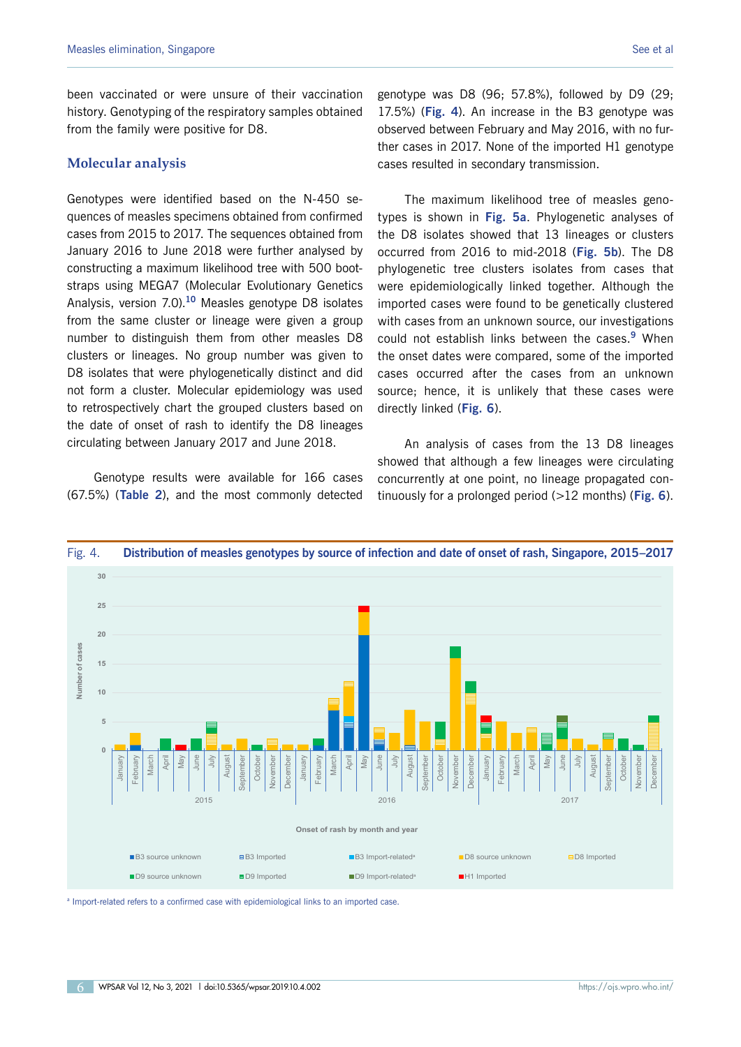been vaccinated or were unsure of their vaccination history. Genotyping of the respiratory samples obtained from the family were positive for D8.

## Molecular analysis

Genotypes were identified based on the N-450 sequences of measles specimens obtained from confirmed cases from 2015 to 2017. The sequences obtained from January 2016 to June 2018 were further analysed by constructing a maximum likelihood tree with 500 bootstraps using MEGA7 (Molecular Evolutionary Genetics Analysis, version 7.0).[10] Measles genotype D8 isolates from the same cluster or lineage were given a group number to distinguish them from other measles D8 clusters or lineages. No group number was given to D8 isolates that were phylogenetically distinct and did not form a cluster. Molecular epidemiology was used to retrospectively chart the grouped clusters based on the date of onset of rash to identify the D8 lineages circulating between January 2017 and June 2018.

Genotype results were available for 166 cases (67.5%) (**Table 2**), and the most commonly detected genotype was D8 (96; 57.8%), followed by D9 (29; 17.5%) (**Fig. 4**). An increase in the B3 genotype was observed between February and May 2016, with no further cases in 2017. None of the imported H1 genotype cases resulted in secondary transmission.

The maximum likelihood tree of measles genotypes is shown in **Fig. 5a**. Phylogenetic analyses of the D8 isolates showed that 13 lineages or clusters occurred from 2016 to mid-2018 (**Fig. 5b**). The D8 phylogenetic tree clusters isolates from cases that were epidemiologically linked together. Although the imported cases were found to be genetically clustered with cases from an unknown source, our investigations could not establish links between the cases.[9] When the onset dates were compared, some of the imported cases occurred after the cases from an unknown source; hence, it is unlikely that these cases were directly linked (**Fig. 6**).

An analysis of cases from the 13 D8 lineages showed that although a few lineages were circulating concurrently at one point, no lineage propagated continuously for a prolonged period (>12 months) (**Fig. 6**).

Fig. 4. **Distribution of measles genotypes by source of infection and date of onset of rash, Singapore, 2015–2017**

[a] Import-related refers to a confirmed case with epidemiological links to an imported case.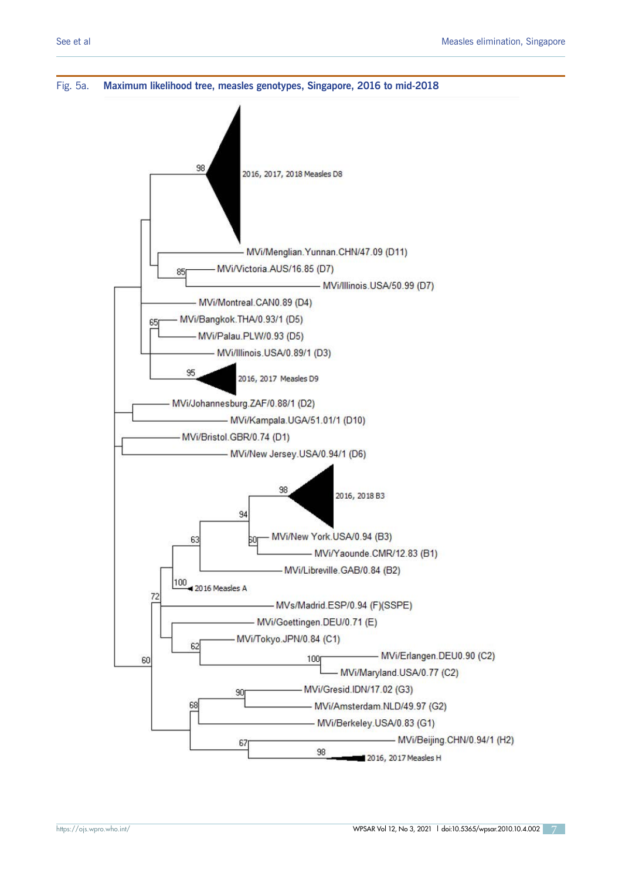Fig. 5a. **Maximum likelihood tree, measles genotypes, Singapore, 2016 to mid-2018**

- 98 — 2016, 2017, 2018 Measles D8
- MVi/Menglian.Yunnan.CHN/47.09 (D11)
- 85 — MVi/Victoria.AUS/16.85 (D7)
- MVi/Illinois.USA/50.99 (D7)
- MVi/Montreal.CAN0.89 (D4)
- 65 — MVi/Bangkok.THA/0.93/1 (D5)
- MVi/Palau.PLW/0.93 (D5)
- MVi/Illinois.USA/0.89/1 (D3)
- 95 — 2016, 2017 Measles D9
- MVi/Johannesburg.ZAF/0.88/1 (D2)
- MVi/Kampala.UGA/51.01/1 (D10)
- MVi/Bristol.GBR/0.74 (D1)
- MVi/New Jersey.USA/0.94/1 (D6)
- 98 — 2016, 2018 B3
- 94
- 60 — MVi/New York.USA/0.94 (B3)
- 63
- MVi/Yaounde.CMR/12.83 (B1)
- MVi/Libreville.GAB/0.84 (B2)
- 100 — 2016 Measles A
- 72
- MVs/Madrid.ESP/0.94 (F)(SSPE)
- MVi/Goettingen.DEU/0.71 (E)
- MVi/Tokyo.JPN/0.84 (C1)
- 62
- 60
- 100 — MVi/Erlangen.DEU0.90 (C2)
- MVi/Maryland.USA/0.77 (C2)
- 90 — MVi/Gresid.IDN/17.02 (G3)
- 68
- MVi/Amsterdam.NLD/49.97 (G2)
- MVi/Berkeley.USA/0.83 (G1)
- 67 — MVi/Beijing.CHN/0.94/1 (H2)
- 98 — 2016, 2017 Measles H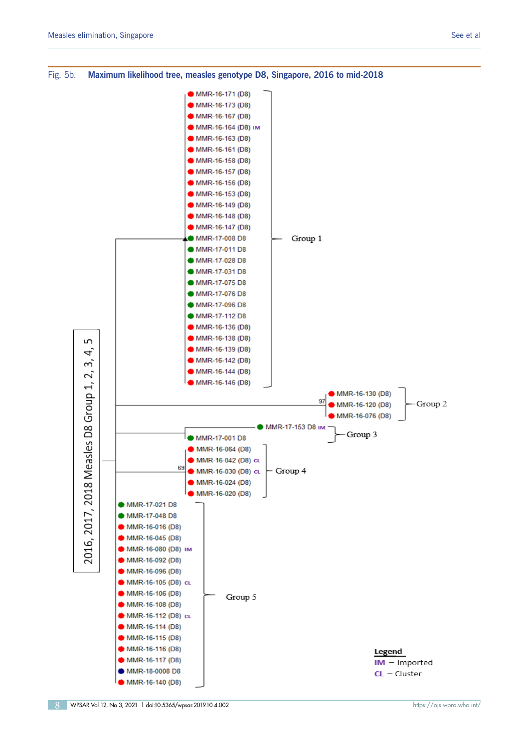Fig. 5b. **Maximum likelihood tree, measles genotype D8, Singapore, 2016 to mid-2018**

2016, 2017, 2018 Measles D8 Group 1, 2, 3, 4, 5

Group 1:
- MMR-16-171 (D8)
- MMR-16-173 (D8)
- MMR-16-167 (D8)
- MMR-16-164 (D8) IM
- MMR-16-163 (D8)
- MMR-16-161 (D8)
- MMR-16-158 (D8)
- MMR-16-157 (D8)
- MMR-16-156 (D8)
- MMR-16-153 (D8)
- MMR-16-149 (D8)
- MMR-16-148 (D8)
- MMR-16-147 (D8)
- MMR-17-008 D8
- MMR-17-011 D8
- MMR-17-028 D8
- MMR-17-031 D8
- MMR-17-075 D8
- MMR-17-076 D8
- MMR-17-096 D8
- MMR-17-112 D8
- MMR-16-136 (D8)
- MMR-16-138 (D8)
- MMR-16-139 (D8)
- MMR-16-142 (D8)
- MMR-16-144 (D8)
- MMR-16-146 (D8)

Group 2 (97):
- MMR-16-130 (D8)
- MMR-16-120 (D8)
- MMR-16-076 (D8)

Group 3:
- MMR-17-153 D8 IM
- MMR-17-001 D8

Group 4 (69):
- MMR-16-064 (D8)
- MMR-16-042 (D8) CL
- MMR-16-030 (D8) CL
- MMR-16-024 (D8)
- MMR-16-020 (D8)

Group 5:
- MMR-17-021 D8
- MMR-17-048 D8
- MMR-16-016 (D8)
- MMR-16-045 (D8)
- MMR-16-080 (D8) IM
- MMR-16-092 (D8)
- MMR-16-096 (D8)
- MMR-16-105 (D8) CL
- MMR-16-106 (D8)
- MMR-16-108 (D8)
- MMR-16-112 (D8) CL
- MMR-16-114 (D8)
- MMR-16-115 (D8)
- MMR-16-116 (D8)
- MMR-16-117 (D8)
- MMR-18-0008 D8
- MMR-16-140 (D8)

Legend
IM – Imported
CL – Cluster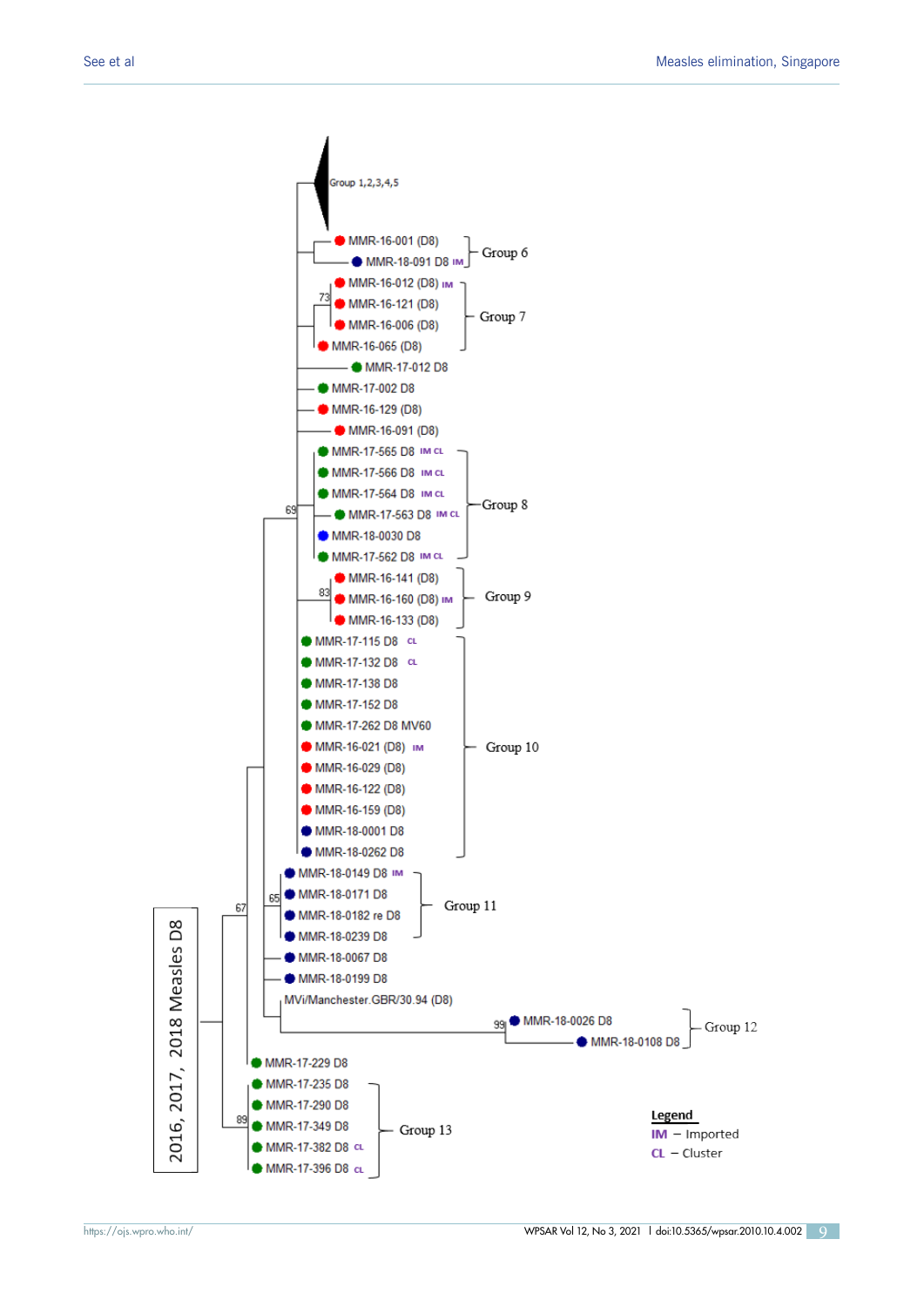Group 1,2,3,4,5

- MMR-16-001 (D8)
- MMR-18-091 D8 IM

Group 6

- MMR-16-012 (D8) IM
- MMR-16-121 (D8)
- MMR-16-006 (D8)
- MMR-16-065 (D8)

Group 7

- MMR-17-012 D8
- MMR-17-002 D8
- MMR-16-129 (D8)
- MMR-16-091 (D8)
- MMR-17-565 D8 IM CL
- MMR-17-566 D8 IM CL
- MMR-17-564 D8 IM CL
- MMR-17-563 D8 IM CL
- MMR-18-0030 D8
- MMR-17-562 D8 IM CL

Group 8

- MMR-16-141 (D8)
- MMR-16-160 (D8) IM
- MMR-16-133 (D8)

Group 9

- MMR-17-115 D8 CL
- MMR-17-132 D8 CL
- MMR-17-138 D8
- MMR-17-152 D8
- MMR-17-262 D8 MV60
- MMR-16-021 (D8) IM
- MMR-16-029 (D8)
- MMR-16-122 (D8)
- MMR-16-159 (D8)
- MMR-18-0001 D8
- MMR-18-0262 D8

Group 10

- MMR-18-0149 D8 IM
- MMR-18-0171 D8
- MMR-18-0182 re D8
- MMR-18-0239 D8

Group 11

- MMR-18-0067 D8
- MMR-18-0199 D8
- MVi/Manchester.GBR/30.94 (D8)
- MMR-18-0026 D8
- MMR-18-0108 D8

Group 12

- MMR-17-229 D8
- MMR-17-235 D8
- MMR-17-290 D8
- MMR-17-349 D8
- MMR-17-382 D8 CL
- MMR-17-396 D8 CL

Group 13

Bootstrap values: 73, 69, 83, 65, 67, 99, 89

2016, 2017, 2018 Measles D8

**Legend**
IM – Imported
CL – Cluster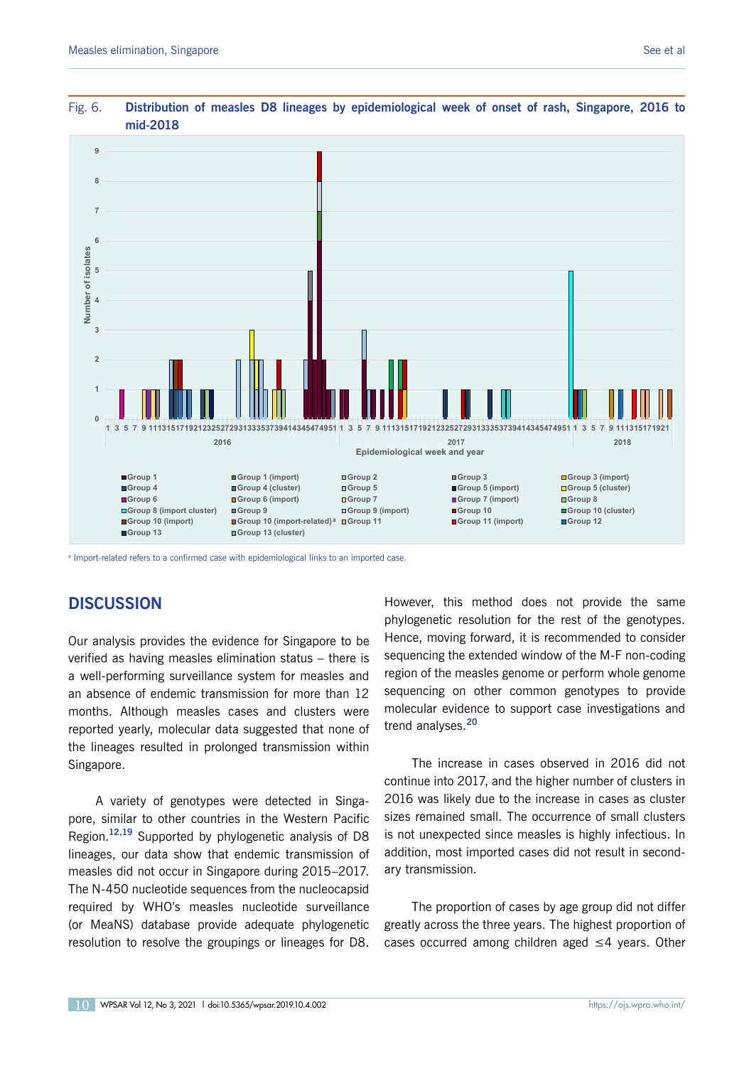Fig. 6. **Distribution of measles D8 lineages by epidemiological week of onset of rash, Singapore, 2016 to mid-2018**

ᵃ Import-related refers to a confirmed case with epidemiological links to an imported case.

## DISCUSSION

Our analysis provides the evidence for Singapore to be verified as having measles elimination status – there is a well-performing surveillance system for measles and an absence of endemic transmission for more than 12 months. Although measles cases and clusters were reported yearly, molecular data suggested that none of the lineages resulted in prolonged transmission within Singapore.

A variety of genotypes were detected in Singapore, similar to other countries in the Western Pacific Region.[12,19] Supported by phylogenetic analysis of D8 lineages, our data show that endemic transmission of measles did not occur in Singapore during 2015–2017. The N-450 nucleotide sequences from the nucleocapsid required by WHO's measles nucleotide surveillance (or MeaNS) database provide adequate phylogenetic resolution to resolve the groupings or lineages for D8. However, this method does not provide the same phylogenetic resolution for the rest of the genotypes. Hence, moving forward, it is recommended to consider sequencing the extended window of the M-F non-coding region of the measles genome or perform whole genome sequencing on other common genotypes to provide molecular evidence to support case investigations and trend analyses.[20]

The increase in cases observed in 2016 did not continue into 2017, and the higher number of clusters in 2016 was likely due to the increase in cases as cluster sizes remained small. The occurrence of small clusters is not unexpected since measles is highly infectious. In addition, most imported cases did not result in secondary transmission.

The proportion of cases by age group did not differ greatly across the three years. The highest proportion of cases occurred among children aged ≤4 years. Other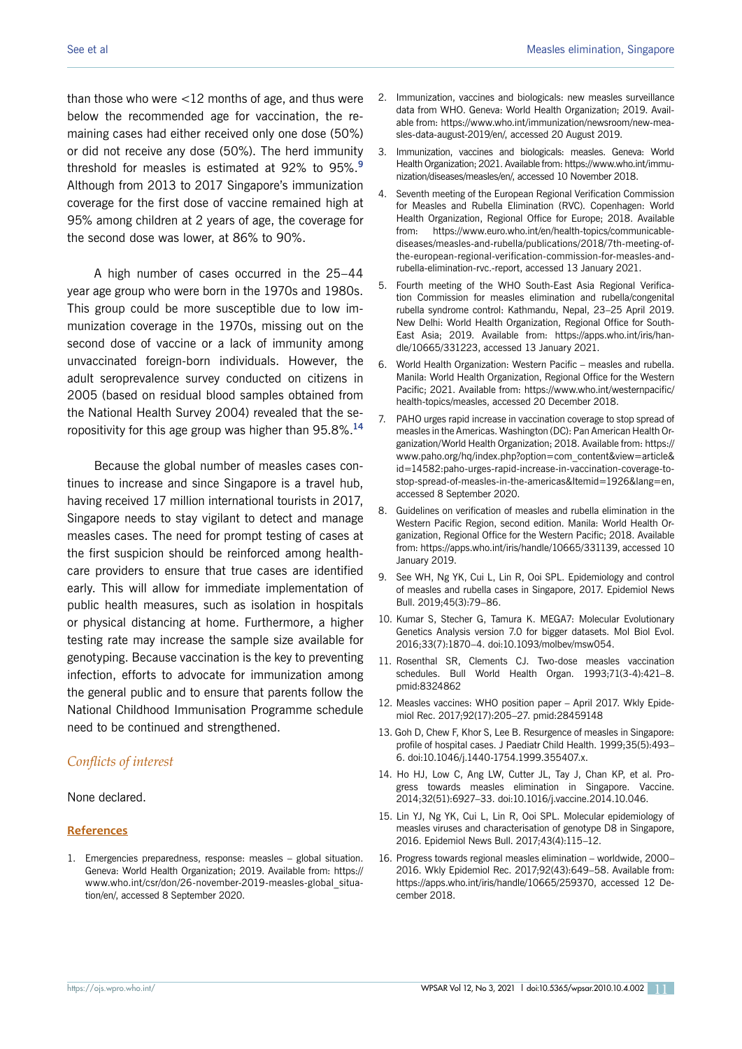than those who were <12 months of age, and thus were below the recommended age for vaccination, the remaining cases had either received only one dose (50%) or did not receive any dose (50%). The herd immunity threshold for measles is estimated at 92% to 95%.[9] Although from 2013 to 2017 Singapore's immunization coverage for the first dose of vaccine remained high at 95% among children at 2 years of age, the coverage for the second dose was lower, at 86% to 90%.

A high number of cases occurred in the 25–44 year age group who were born in the 1970s and 1980s. This group could be more susceptible due to low immunization coverage in the 1970s, missing out on the second dose of vaccine or a lack of immunity among unvaccinated foreign-born individuals. However, the adult seroprevalence survey conducted on citizens in 2005 (based on residual blood samples obtained from the National Health Survey 2004) revealed that the seropositivity for this age group was higher than 95.8%.[14]

Because the global number of measles cases continues to increase and since Singapore is a travel hub, having received 17 million international tourists in 2017, Singapore needs to stay vigilant to detect and manage measles cases. The need for prompt testing of cases at the first suspicion should be reinforced among healthcare providers to ensure that true cases are identified early. This will allow for immediate implementation of public health measures, such as isolation in hospitals or physical distancing at home. Furthermore, a higher testing rate may increase the sample size available for genotyping. Because vaccination is the key to preventing infection, efforts to advocate for immunization among the general public and to ensure that parents follow the National Childhood Immunisation Programme schedule need to be continued and strengthened.

## *Conflicts of interest*

None declared.

## References

1. Emergencies preparedness, response: measles – global situation. Geneva: World Health Organization; 2019. Available from: https://www.who.int/csr/don/26-november-2019-measles-global_situation/en/, accessed 8 September 2020.
2. Immunization, vaccines and biologicals: new measles surveillance data from WHO. Geneva: World Health Organization; 2019. Available from: https://www.who.int/immunization/newsroom/new-measles-data-august-2019/en/, accessed 20 August 2019.
3. Immunization, vaccines and biologicals: measles. Geneva: World Health Organization; 2021. Available from: https://www.who.int/immunization/diseases/measles/en/, accessed 10 November 2018.
4. Seventh meeting of the European Regional Verification Commission for Measles and Rubella Elimination (RVC). Copenhagen: World Health Organization, Regional Office for Europe; 2018. Available from: https://www.euro.who.int/en/health-topics/communicable-diseases/measles-and-rubella/publications/2018/7th-meeting-of-the-european-regional-verification-commission-for-measles-and-rubella-elimination-rvc.-report, accessed 13 January 2021.
5. Fourth meeting of the WHO South-East Asia Regional Verification Commission for measles elimination and rubella/congenital rubella syndrome control: Kathmandu, Nepal, 23–25 April 2019. New Delhi: World Health Organization, Regional Office for South-East Asia; 2019. Available from: https://apps.who.int/iris/handle/10665/331223, accessed 13 January 2021.
6. World Health Organization: Western Pacific – measles and rubella. Manila: World Health Organization, Regional Office for the Western Pacific; 2021. Available from: https://www.who.int/westernpacific/health-topics/measles, accessed 20 December 2018.
7. PAHO urges rapid increase in vaccination coverage to stop spread of measles in the Americas. Washington (DC): Pan American Health Organization/World Health Organization; 2018. Available from: https://www.paho.org/hq/index.php?option=com_content&view=article&id=14582:paho-urges-rapid-increase-in-vaccination-coverage-to-stop-spread-of-measles-in-the-americas&Itemid=1926&lang=en, accessed 8 September 2020.
8. Guidelines on verification of measles and rubella elimination in the Western Pacific Region, second edition. Manila: World Health Organization, Regional Office for the Western Pacific; 2018. Available from: https://apps.who.int/iris/handle/10665/331139, accessed 10 January 2019.
9. See WH, Ng YK, Cui L, Lin R, Ooi SPL. Epidemiology and control of measles and rubella cases in Singapore, 2017. Epidemiol News Bull. 2019;45(3):79–86.
10. Kumar S, Stecher G, Tamura K. MEGA7: Molecular Evolutionary Genetics Analysis version 7.0 for bigger datasets. Mol Biol Evol. 2016;33(7):1870–4. doi:10.1093/molbev/msw054.
11. Rosenthal SR, Clements CJ. Two-dose measles vaccination schedules. Bull World Health Organ. 1993;71(3-4):421–8. pmid:8324862
12. Measles vaccines: WHO position paper – April 2017. Wkly Epidemiol Rec. 2017;92(17):205–27. pmid:28459148
13. Goh D, Chew F, Khor S, Lee B. Resurgence of measles in Singapore: profile of hospital cases. J Paediatr Child Health. 1999;35(5):493–6. doi:10.1046/j.1440-1754.1999.355407.x.
14. Ho HJ, Low C, Ang LW, Cutter JL, Tay J, Chan KP, et al. Progress towards measles elimination in Singapore. Vaccine. 2014;32(51):6927–33. doi:10.1016/j.vaccine.2014.10.046.
15. Lin YJ, Ng YK, Cui L, Lin R, Ooi SPL. Molecular epidemiology of measles viruses and characterisation of genotype D8 in Singapore, 2016. Epidemiol News Bull. 2017;43(4):115–12.
16. Progress towards regional measles elimination – worldwide, 2000–2016. Wkly Epidemiol Rec. 2017;92(43):649–58. Available from: https://apps.who.int/iris/handle/10665/259370, accessed 12 December 2018.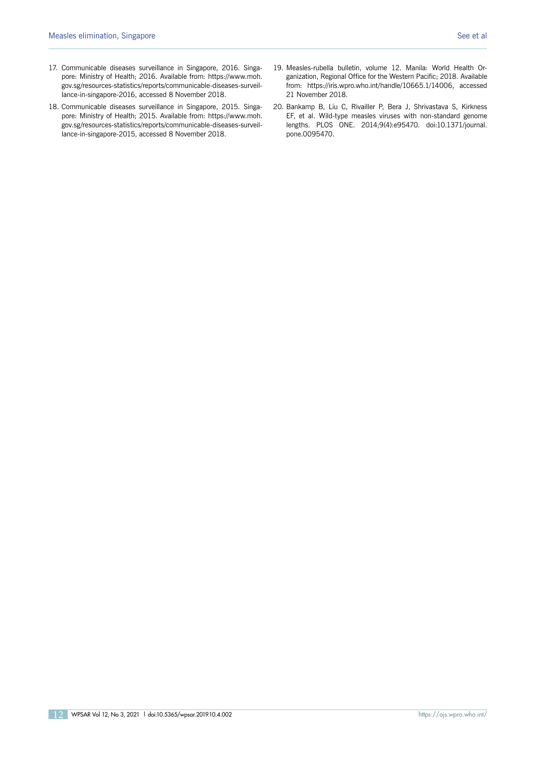17. Communicable diseases surveillance in Singapore, 2016. Singapore: Ministry of Health; 2016. Available from: https://www.moh.gov.sg/resources-statistics/reports/communicable-diseases-surveillance-in-singapore-2016, accessed 8 November 2018.
18. Communicable diseases surveillance in Singapore, 2015. Singapore: Ministry of Health; 2015. Available from: https://www.moh.gov.sg/resources-statistics/reports/communicable-diseases-surveillance-in-singapore-2015, accessed 8 November 2018.
19. Measles-rubella bulletin, volume 12. Manila: World Health Organization, Regional Office for the Western Pacific; 2018. Available from: https://iris.wpro.who.int/handle/10665.1/14006, accessed 21 November 2018.
20. Bankamp B, Liu C, Rivailler P, Bera J, Shrivastava S, Kirkness EF, et al. Wild-type measles viruses with non-standard genome lengths. PLOS ONE. 2014;9(4):e95470. doi:10.1371/journal.pone.0095470.